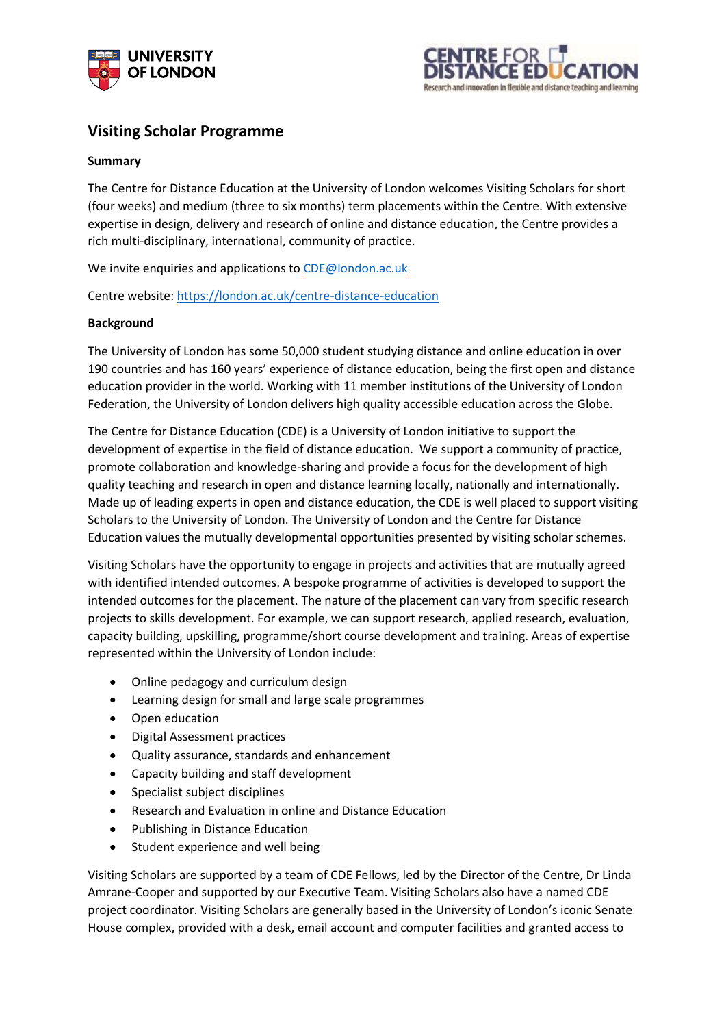# Visiting Scholar Programme

**Summary**

The Centre for Distance Education at the University of London welcomes Visiting Scholars for short (four weeks) and medium (three to six months) term placements within the Centre. With extensive expertise in design, delivery and research of online and distance education, the Centre provides a rich multi-disciplinary, international, community of practice.

We invite enquiries and applications to [CDE@london.ac.uk](mailto:CDE@london.ac.uk)

Centre website: [https://london.ac.uk/centre-distance-education](https://london.ac.uk/centre-distance-education)

**Background**

The University of London has some 50,000 student studying distance and online education in over 190 countries and has 160 years' experience of distance education, being the first open and distance education provider in the world. Working with 11 member institutions of the University of London Federation, the University of London delivers high quality accessible education across the Globe.

The Centre for Distance Education (CDE) is a University of London initiative to support the development of expertise in the field of distance education. We support a community of practice, promote collaboration and knowledge-sharing and provide a focus for the development of high quality teaching and research in open and distance learning locally, nationally and internationally. Made up of leading experts in open and distance education, the CDE is well placed to support visiting Scholars to the University of London. The University of London and the Centre for Distance Education values the mutually developmental opportunities presented by visiting scholar schemes.

Visiting Scholars have the opportunity to engage in projects and activities that are mutually agreed with identified intended outcomes. A bespoke programme of activities is developed to support the intended outcomes for the placement. The nature of the placement can vary from specific research projects to skills development. For example, we can support research, applied research, evaluation, capacity building, upskilling, programme/short course development and training. Areas of expertise represented within the University of London include:

- Online pedagogy and curriculum design
- Learning design for small and large scale programmes
- Open education
- Digital Assessment practices
- Quality assurance, standards and enhancement
- Capacity building and staff development
- Specialist subject disciplines
- Research and Evaluation in online and Distance Education
- Publishing in Distance Education
- Student experience and well being

Visiting Scholars are supported by a team of CDE Fellows, led by the Director of the Centre, Dr Linda Amrane-Cooper and supported by our Executive Team. Visiting Scholars also have a named CDE project coordinator. Visiting Scholars are generally based in the University of London's iconic Senate House complex, provided with a desk, email account and computer facilities and granted access to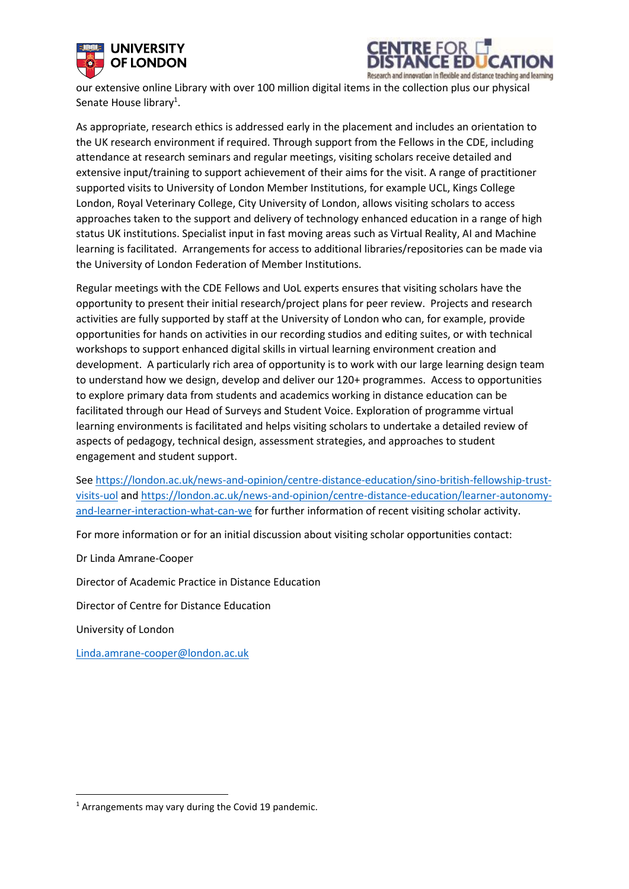our extensive online Library with over 100 million digital items in the collection plus our physical Senate House library[1].

As appropriate, research ethics is addressed early in the placement and includes an orientation to the UK research environment if required. Through support from the Fellows in the CDE, including attendance at research seminars and regular meetings, visiting scholars receive detailed and extensive input/training to support achievement of their aims for the visit. A range of practitioner supported visits to University of London Member Institutions, for example UCL, Kings College London, Royal Veterinary College, City University of London, allows visiting scholars to access approaches taken to the support and delivery of technology enhanced education in a range of high status UK institutions. Specialist input in fast moving areas such as Virtual Reality, AI and Machine learning is facilitated. Arrangements for access to additional libraries/repositories can be made via the University of London Federation of Member Institutions.

Regular meetings with the CDE Fellows and UoL experts ensures that visiting scholars have the opportunity to present their initial research/project plans for peer review. Projects and research activities are fully supported by staff at the University of London who can, for example, provide opportunities for hands on activities in our recording studios and editing suites, or with technical workshops to support enhanced digital skills in virtual learning environment creation and development. A particularly rich area of opportunity is to work with our large learning design team to understand how we design, develop and deliver our 120+ programmes. Access to opportunities to explore primary data from students and academics working in distance education can be facilitated through our Head of Surveys and Student Voice. Exploration of programme virtual learning environments is facilitated and helps visiting scholars to undertake a detailed review of aspects of pedagogy, technical design, assessment strategies, and approaches to student engagement and student support.

See https://london.ac.uk/news-and-opinion/centre-distance-education/sino-british-fellowship-trust-visits-uol and https://london.ac.uk/news-and-opinion/centre-distance-education/learner-autonomy-and-learner-interaction-what-can-we for further information of recent visiting scholar activity.

For more information or for an initial discussion about visiting scholar opportunities contact:

Dr Linda Amrane-Cooper

Director of Academic Practice in Distance Education

Director of Centre for Distance Education

University of London

Linda.amrane-cooper@london.ac.uk

[1] Arrangements may vary during the Covid 19 pandemic.